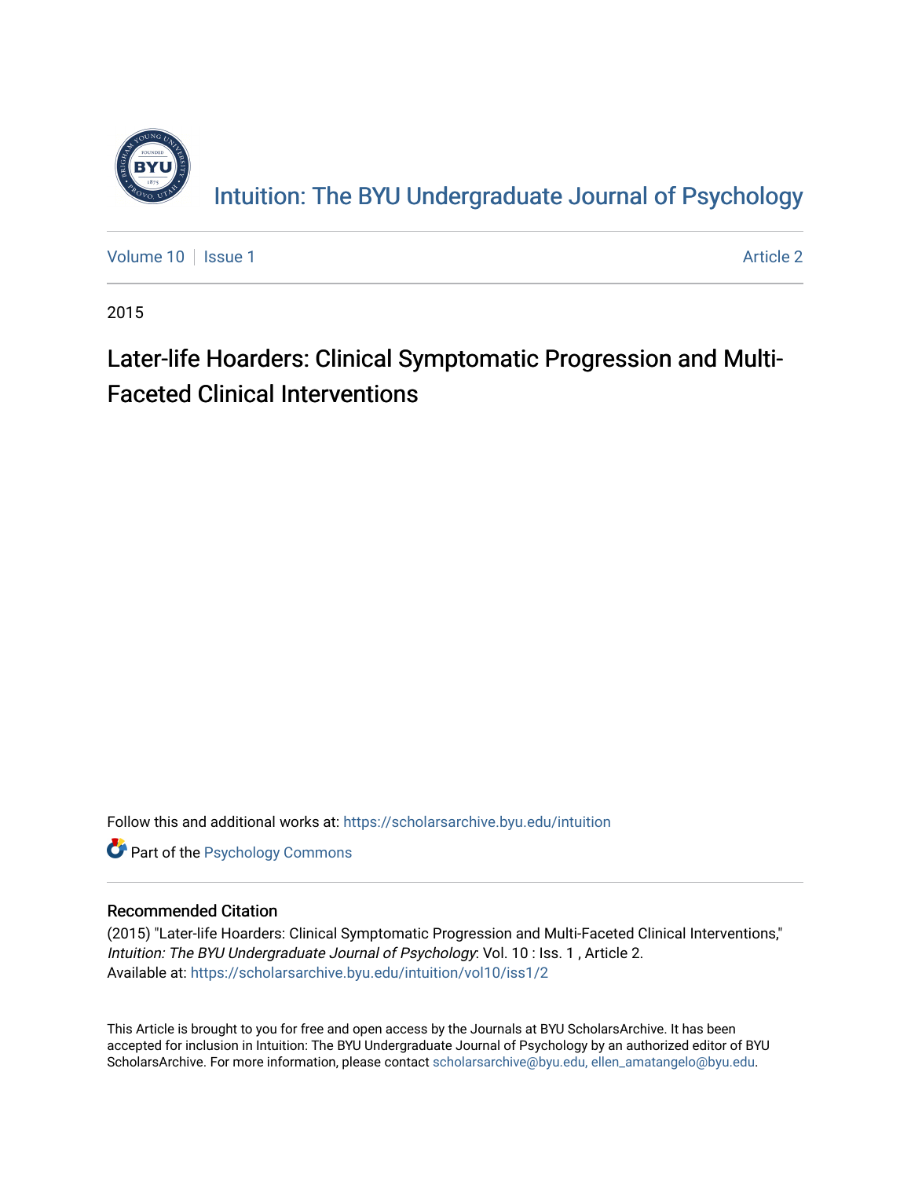# Intuition: The BYU Undergraduate Journal of Psychology

Volume 10 | Issue 1 — Article 2

2015

## Later-life Hoarders: Clinical Symptomatic Progression and Multi-Faceted Clinical Interventions

Follow this and additional works at: https://scholarsarchive.byu.edu/intuition

Part of the Psychology Commons

### Recommended Citation

(2015) "Later-life Hoarders: Clinical Symptomatic Progression and Multi-Faceted Clinical Interventions," *Intuition: The BYU Undergraduate Journal of Psychology*: Vol. 10 : Iss. 1 , Article 2.
Available at: https://scholarsarchive.byu.edu/intuition/vol10/iss1/2

This Article is brought to you for free and open access by the Journals at BYU ScholarsArchive. It has been accepted for inclusion in Intuition: The BYU Undergraduate Journal of Psychology by an authorized editor of BYU ScholarsArchive. For more information, please contact scholarsarchive@byu.edu, ellen_amatangelo@byu.edu.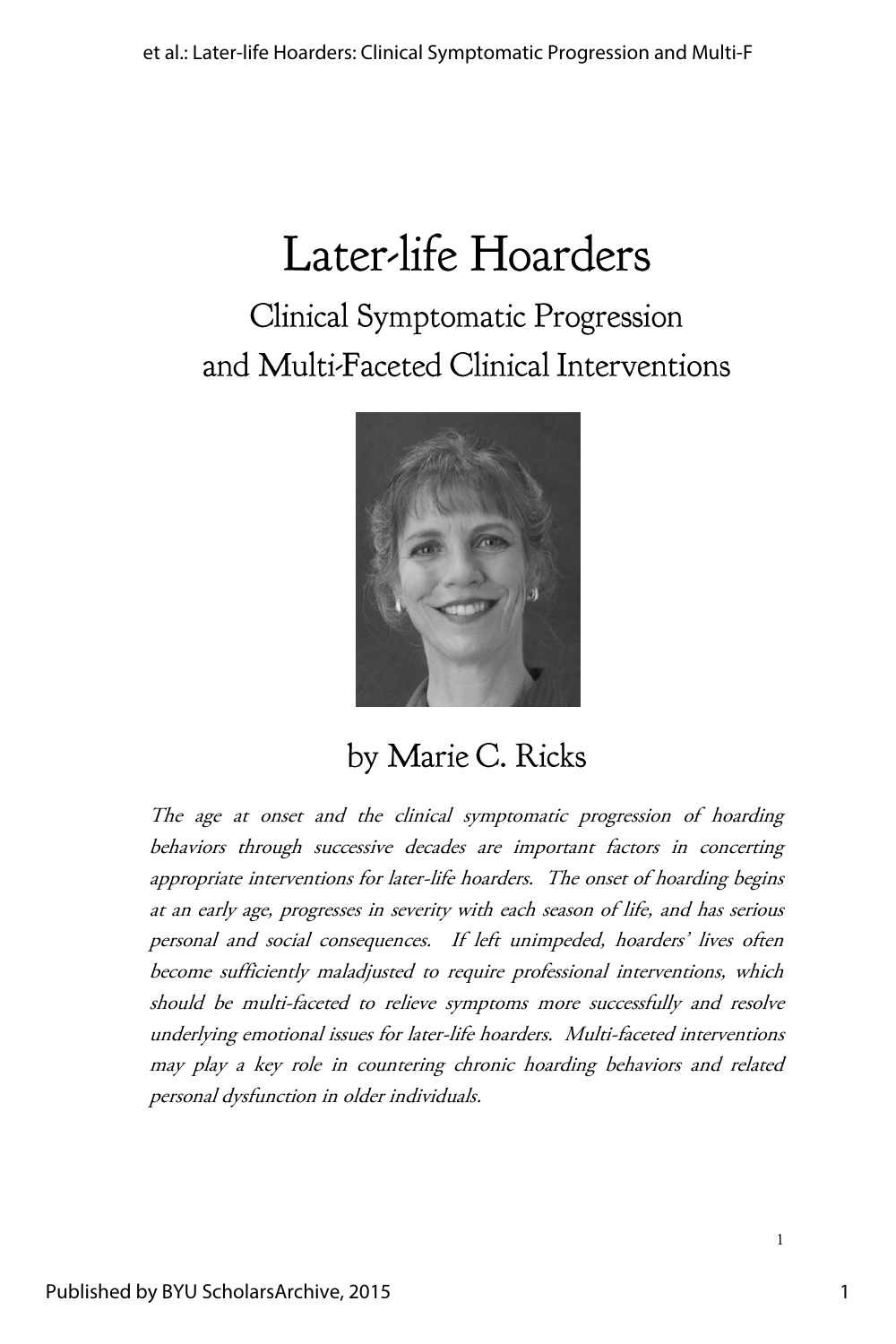# Later-life Hoarders

## Clinical Symptomatic Progression and Multi-Faceted Clinical Interventions

by Marie C. Ricks

*The age at onset and the clinical symptomatic progression of hoarding behaviors through successive decades are important factors in concerting appropriate interventions for later-life hoarders. The onset of hoarding begins at an early age, progresses in severity with each season of life, and has serious personal and social consequences. If left unimpeded, hoarders' lives often become sufficiently maladjusted to require professional interventions, which should be multi-faceted to relieve symptoms more successfully and resolve underlying emotional issues for later-life hoarders. Multi-faceted interventions may play a key role in countering chronic hoarding behaviors and related personal dysfunction in older individuals.*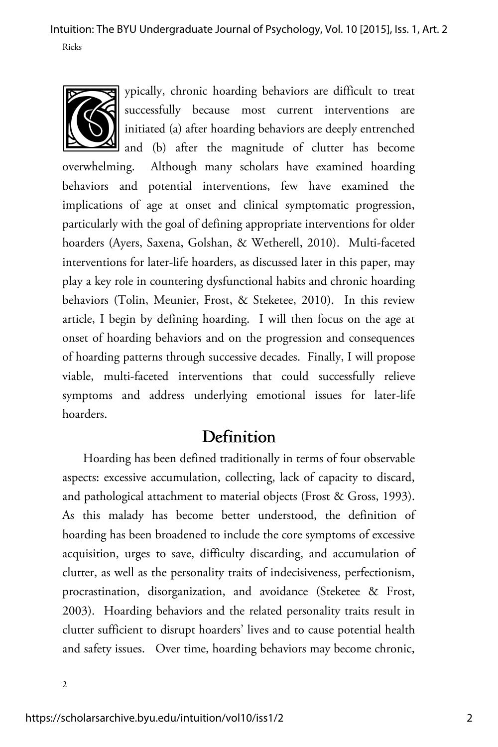Typically, chronic hoarding behaviors are difficult to treat successfully because most current interventions are initiated (a) after hoarding behaviors are deeply entrenched and (b) after the magnitude of clutter has become overwhelming. Although many scholars have examined hoarding behaviors and potential interventions, few have examined the implications of age at onset and clinical symptomatic progression, particularly with the goal of defining appropriate interventions for older hoarders (Ayers, Saxena, Golshan, & Wetherell, 2010). Multi-faceted interventions for later-life hoarders, as discussed later in this paper, may play a key role in countering dysfunctional habits and chronic hoarding behaviors (Tolin, Meunier, Frost, & Steketee, 2010). In this review article, I begin by defining hoarding. I will then focus on the age at onset of hoarding behaviors and on the progression and consequences of hoarding patterns through successive decades. Finally, I will propose viable, multi-faceted interventions that could successfully relieve symptoms and address underlying emotional issues for later-life hoarders.

## Definition

Hoarding has been defined traditionally in terms of four observable aspects: excessive accumulation, collecting, lack of capacity to discard, and pathological attachment to material objects (Frost & Gross, 1993). As this malady has become better understood, the definition of hoarding has been broadened to include the core symptoms of excessive acquisition, urges to save, difficulty discarding, and accumulation of clutter, as well as the personality traits of indecisiveness, perfectionism, procrastination, disorganization, and avoidance (Steketee & Frost, 2003). Hoarding behaviors and the related personality traits result in clutter sufficient to disrupt hoarders' lives and to cause potential health and safety issues. Over time, hoarding behaviors may become chronic,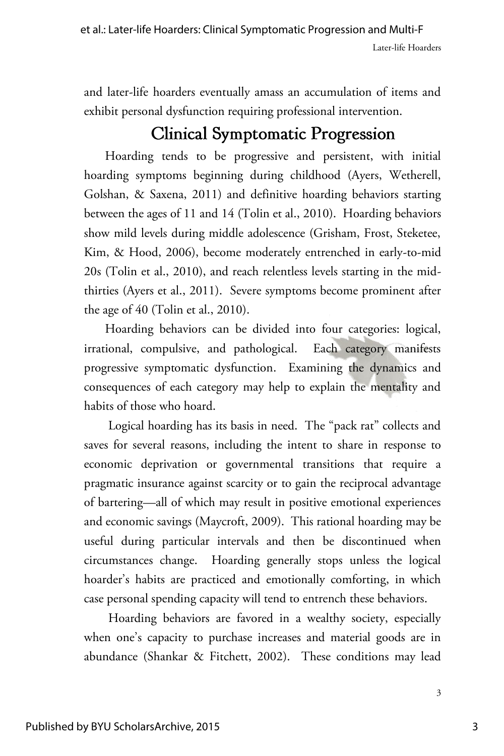and later-life hoarders eventually amass an accumulation of items and exhibit personal dysfunction requiring professional intervention.

## Clinical Symptomatic Progression

Hoarding tends to be progressive and persistent, with initial hoarding symptoms beginning during childhood (Ayers, Wetherell, Golshan, & Saxena, 2011) and definitive hoarding behaviors starting between the ages of 11 and 14 (Tolin et al., 2010). Hoarding behaviors show mild levels during middle adolescence (Grisham, Frost, Steketee, Kim, & Hood, 2006), become moderately entrenched in early-to-mid 20s (Tolin et al., 2010), and reach relentless levels starting in the mid-thirties (Ayers et al., 2011). Severe symptoms become prominent after the age of 40 (Tolin et al., 2010).

Hoarding behaviors can be divided into four categories: logical, irrational, compulsive, and pathological. Each category manifests progressive symptomatic dysfunction. Examining the dynamics and consequences of each category may help to explain the mentality and habits of those who hoard.

Logical hoarding has its basis in need. The "pack rat" collects and saves for several reasons, including the intent to share in response to economic deprivation or governmental transitions that require a pragmatic insurance against scarcity or to gain the reciprocal advantage of bartering—all of which may result in positive emotional experiences and economic savings (Maycroft, 2009). This rational hoarding may be useful during particular intervals and then be discontinued when circumstances change. Hoarding generally stops unless the logical hoarder's habits are practiced and emotionally comforting, in which case personal spending capacity will tend to entrench these behaviors.

Hoarding behaviors are favored in a wealthy society, especially when one's capacity to purchase increases and material goods are in abundance (Shankar & Fitchett, 2002). These conditions may lead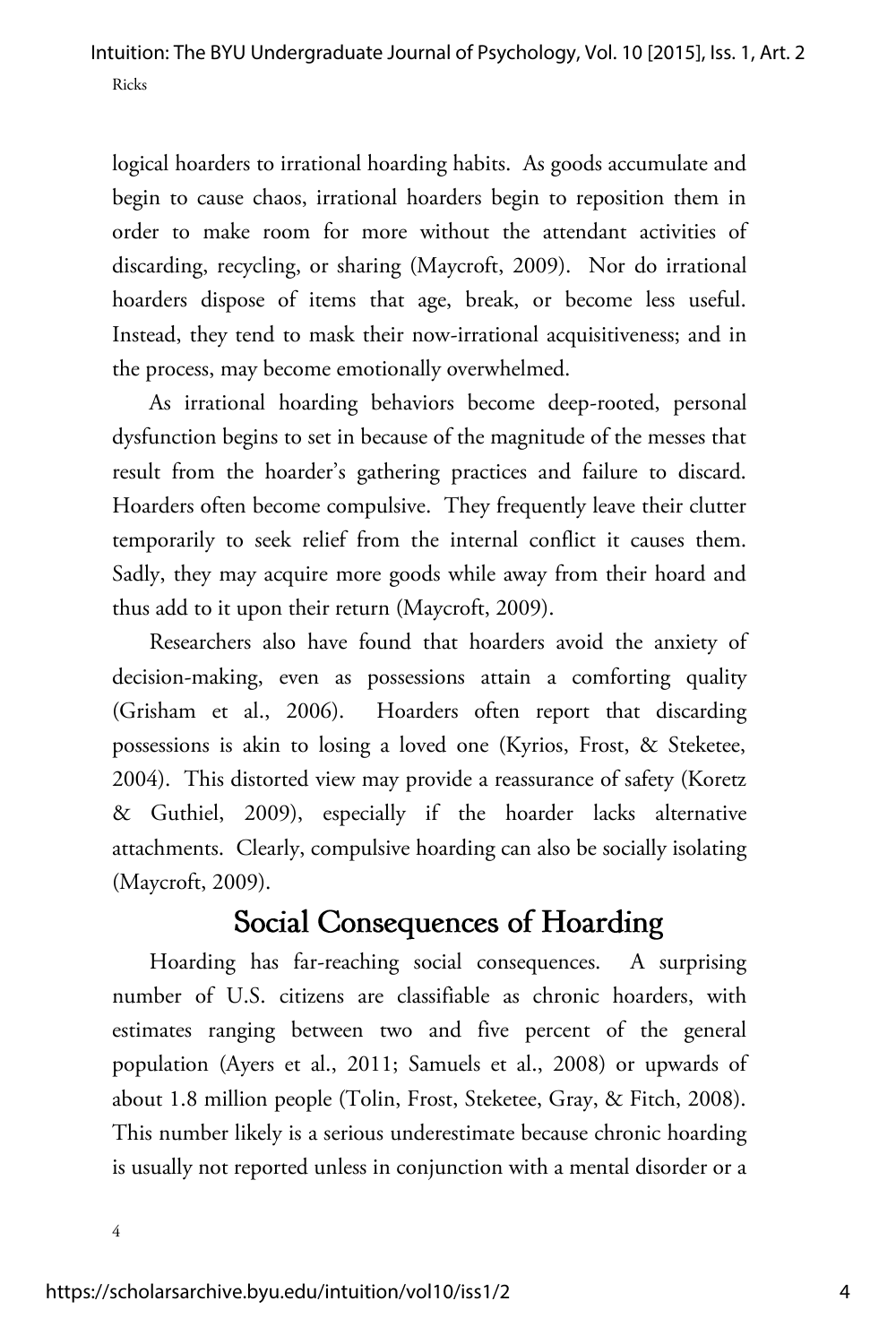logical hoarders to irrational hoarding habits. As goods accumulate and begin to cause chaos, irrational hoarders begin to reposition them in order to make room for more without the attendant activities of discarding, recycling, or sharing (Maycroft, 2009). Nor do irrational hoarders dispose of items that age, break, or become less useful. Instead, they tend to mask their now-irrational acquisitiveness; and in the process, may become emotionally overwhelmed.

As irrational hoarding behaviors become deep-rooted, personal dysfunction begins to set in because of the magnitude of the messes that result from the hoarder's gathering practices and failure to discard. Hoarders often become compulsive. They frequently leave their clutter temporarily to seek relief from the internal conflict it causes them. Sadly, they may acquire more goods while away from their hoard and thus add to it upon their return (Maycroft, 2009).

Researchers also have found that hoarders avoid the anxiety of decision-making, even as possessions attain a comforting quality (Grisham et al., 2006). Hoarders often report that discarding possessions is akin to losing a loved one (Kyrios, Frost, & Steketee, 2004). This distorted view may provide a reassurance of safety (Koretz & Guthiel, 2009), especially if the hoarder lacks alternative attachments. Clearly, compulsive hoarding can also be socially isolating (Maycroft, 2009).

## Social Consequences of Hoarding

Hoarding has far-reaching social consequences. A surprising number of U.S. citizens are classifiable as chronic hoarders, with estimates ranging between two and five percent of the general population (Ayers et al., 2011; Samuels et al., 2008) or upwards of about 1.8 million people (Tolin, Frost, Steketee, Gray, & Fitch, 2008). This number likely is a serious underestimate because chronic hoarding is usually not reported unless in conjunction with a mental disorder or a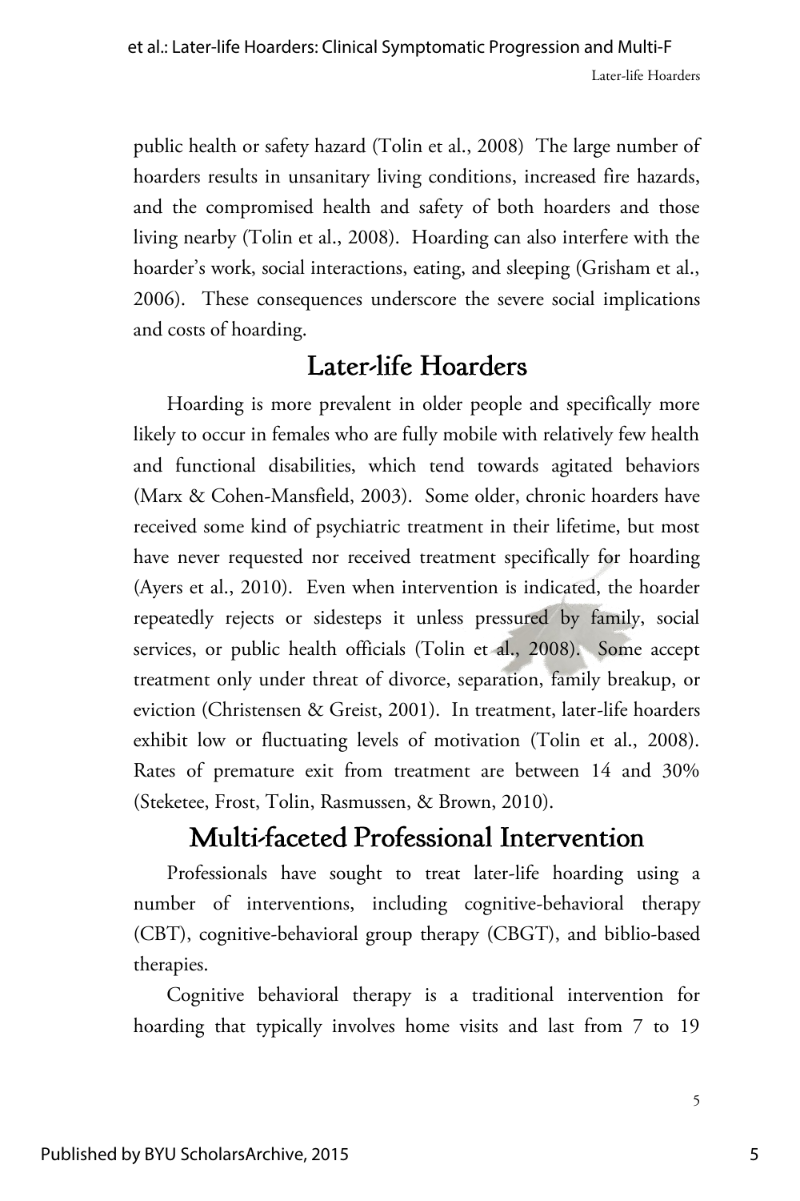public health or safety hazard (Tolin et al., 2008) The large number of hoarders results in unsanitary living conditions, increased fire hazards, and the compromised health and safety of both hoarders and those living nearby (Tolin et al., 2008). Hoarding can also interfere with the hoarder's work, social interactions, eating, and sleeping (Grisham et al., 2006). These consequences underscore the severe social implications and costs of hoarding.

## Later-life Hoarders

Hoarding is more prevalent in older people and specifically more likely to occur in females who are fully mobile with relatively few health and functional disabilities, which tend towards agitated behaviors (Marx & Cohen-Mansfield, 2003). Some older, chronic hoarders have received some kind of psychiatric treatment in their lifetime, but most have never requested nor received treatment specifically for hoarding (Ayers et al., 2010). Even when intervention is indicated, the hoarder repeatedly rejects or sidesteps it unless pressured by family, social services, or public health officials (Tolin et al., 2008). Some accept treatment only under threat of divorce, separation, family breakup, or eviction (Christensen & Greist, 2001). In treatment, later-life hoarders exhibit low or fluctuating levels of motivation (Tolin et al., 2008). Rates of premature exit from treatment are between 14 and 30% (Steketee, Frost, Tolin, Rasmussen, & Brown, 2010).

## Multi-faceted Professional Intervention

Professionals have sought to treat later-life hoarding using a number of interventions, including cognitive-behavioral therapy (CBT), cognitive-behavioral group therapy (CBGT), and biblio-based therapies.

Cognitive behavioral therapy is a traditional intervention for hoarding that typically involves home visits and last from 7 to 19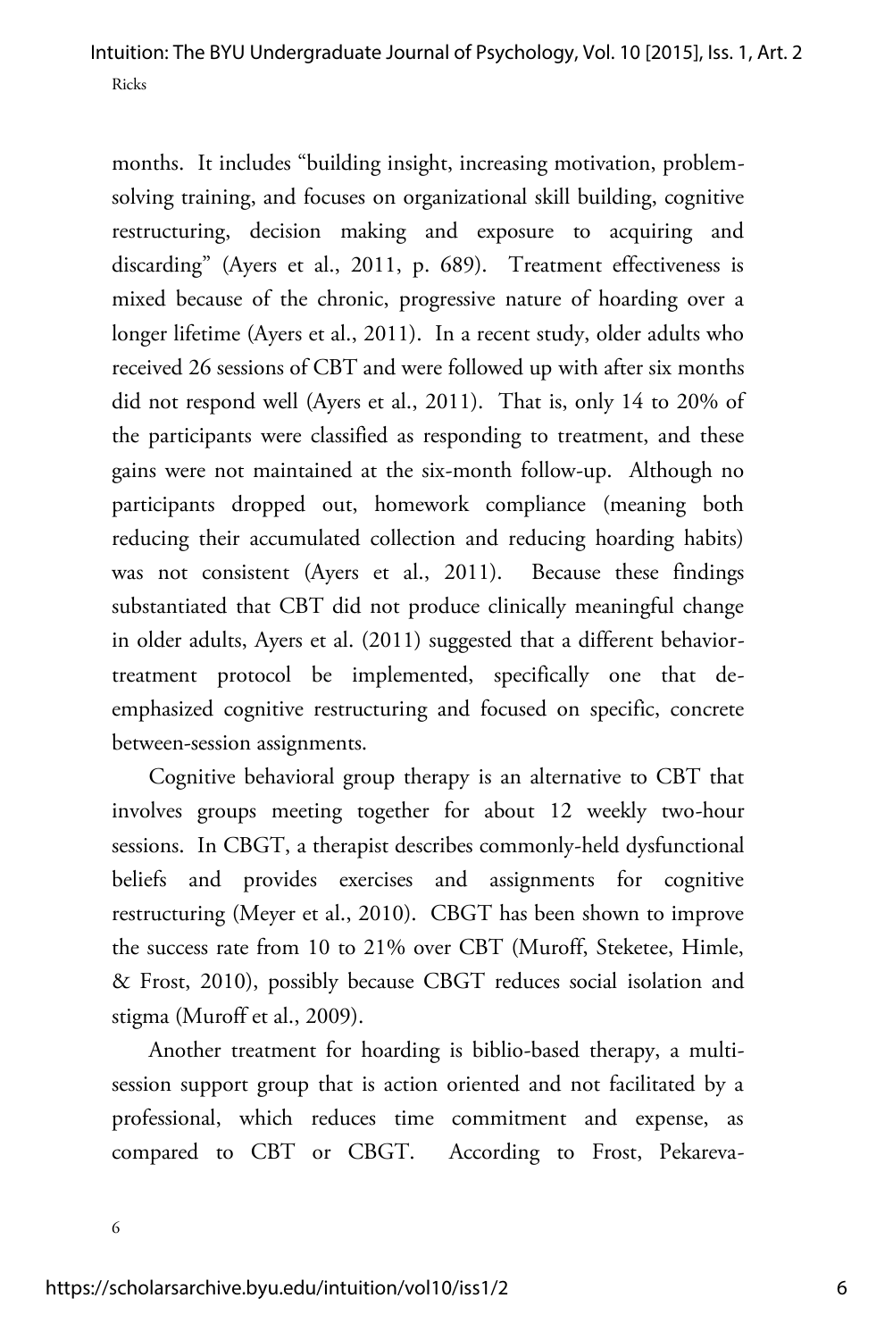months. It includes "building insight, increasing motivation, problem-solving training, and focuses on organizational skill building, cognitive restructuring, decision making and exposure to acquiring and discarding" (Ayers et al., 2011, p. 689). Treatment effectiveness is mixed because of the chronic, progressive nature of hoarding over a longer lifetime (Ayers et al., 2011). In a recent study, older adults who received 26 sessions of CBT and were followed up with after six months did not respond well (Ayers et al., 2011). That is, only 14 to 20% of the participants were classified as responding to treatment, and these gains were not maintained at the six-month follow-up. Although no participants dropped out, homework compliance (meaning both reducing their accumulated collection and reducing hoarding habits) was not consistent (Ayers et al., 2011). Because these findings substantiated that CBT did not produce clinically meaningful change in older adults, Ayers et al. (2011) suggested that a different behavior-treatment protocol be implemented, specifically one that de-emphasized cognitive restructuring and focused on specific, concrete between-session assignments.

Cognitive behavioral group therapy is an alternative to CBT that involves groups meeting together for about 12 weekly two-hour sessions. In CBGT, a therapist describes commonly-held dysfunctional beliefs and provides exercises and assignments for cognitive restructuring (Meyer et al., 2010). CBGT has been shown to improve the success rate from 10 to 21% over CBT (Muroff, Steketee, Himle, & Frost, 2010), possibly because CBGT reduces social isolation and stigma (Muroff et al., 2009).

Another treatment for hoarding is biblio-based therapy, a multi-session support group that is action oriented and not facilitated by a professional, which reduces time commitment and expense, as compared to CBT or CBGT. According to Frost, Pekareva-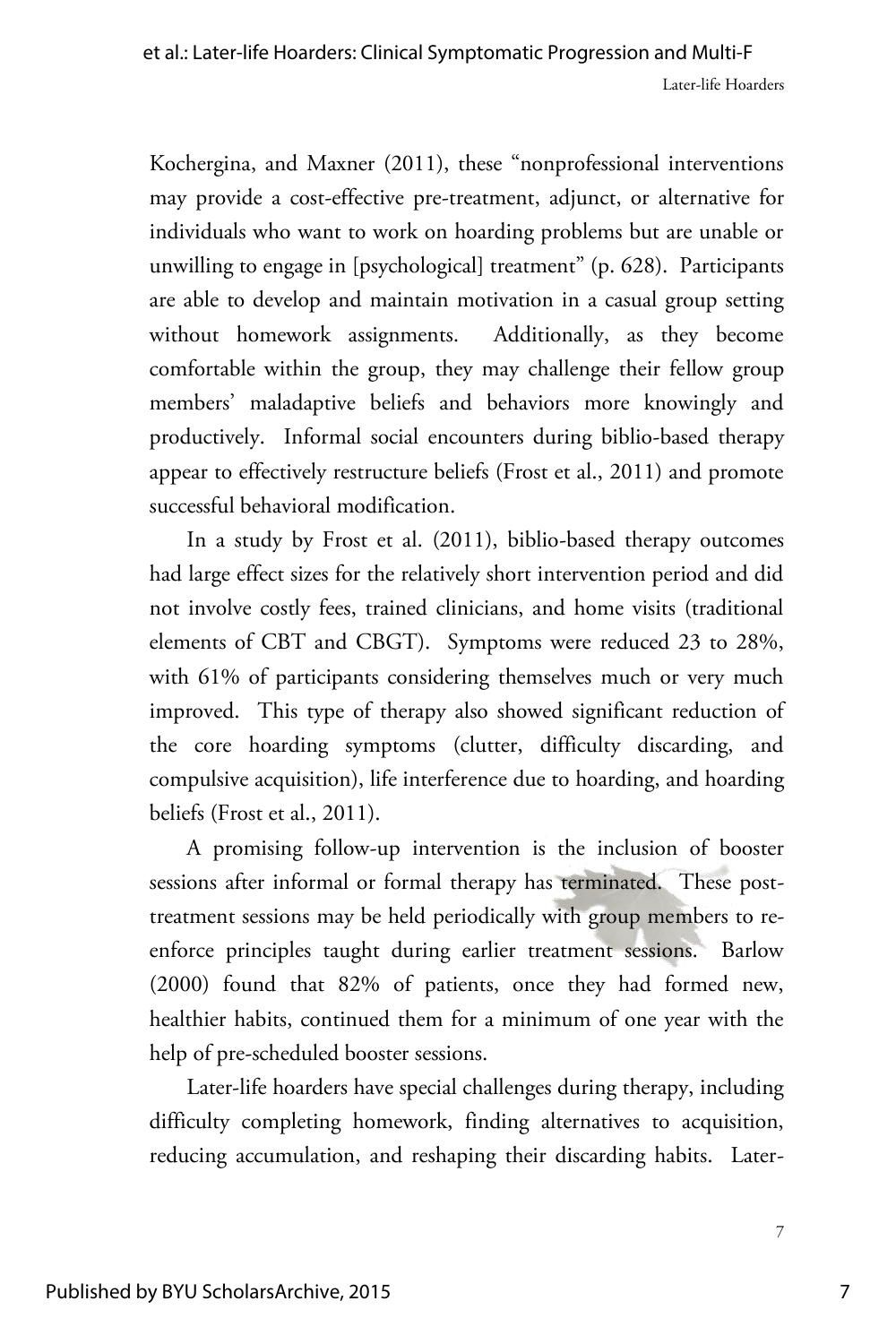Kochergina, and Maxner (2011), these "nonprofessional interventions may provide a cost-effective pre-treatment, adjunct, or alternative for individuals who want to work on hoarding problems but are unable or unwilling to engage in [psychological] treatment" (p. 628). Participants are able to develop and maintain motivation in a casual group setting without homework assignments. Additionally, as they become comfortable within the group, they may challenge their fellow group members' maladaptive beliefs and behaviors more knowingly and productively. Informal social encounters during biblio-based therapy appear to effectively restructure beliefs (Frost et al., 2011) and promote successful behavioral modification.

In a study by Frost et al. (2011), biblio-based therapy outcomes had large effect sizes for the relatively short intervention period and did not involve costly fees, trained clinicians, and home visits (traditional elements of CBT and CBGT). Symptoms were reduced 23 to 28%, with 61% of participants considering themselves much or very much improved. This type of therapy also showed significant reduction of the core hoarding symptoms (clutter, difficulty discarding, and compulsive acquisition), life interference due to hoarding, and hoarding beliefs (Frost et al., 2011).

A promising follow-up intervention is the inclusion of booster sessions after informal or formal therapy has terminated. These post-treatment sessions may be held periodically with group members to re-enforce principles taught during earlier treatment sessions. Barlow (2000) found that 82% of patients, once they had formed new, healthier habits, continued them for a minimum of one year with the help of pre-scheduled booster sessions.

Later-life hoarders have special challenges during therapy, including difficulty completing homework, finding alternatives to acquisition, reducing accumulation, and reshaping their discarding habits. Later-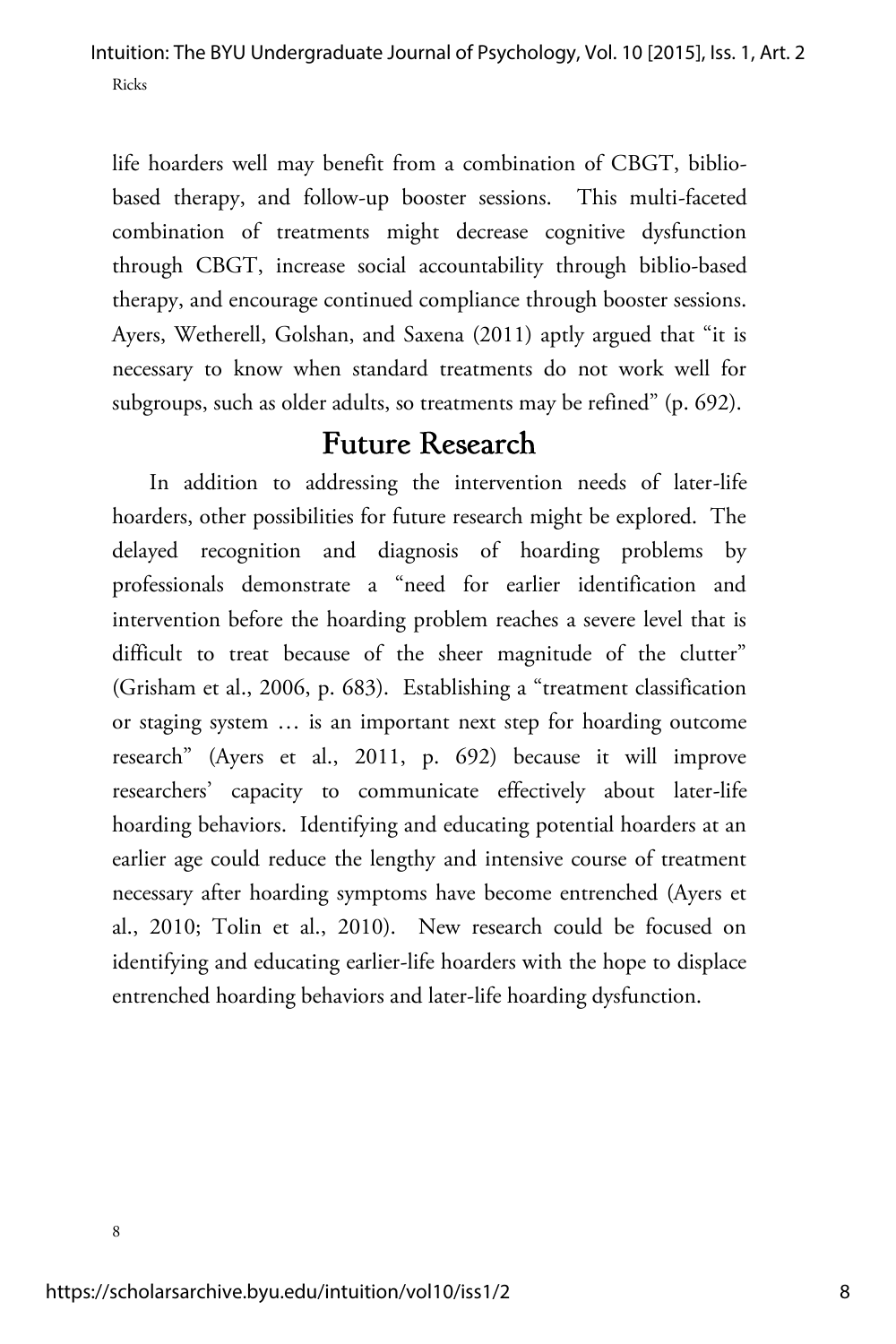life hoarders well may benefit from a combination of CBGT, biblio-based therapy, and follow-up booster sessions. This multi-faceted combination of treatments might decrease cognitive dysfunction through CBGT, increase social accountability through biblio-based therapy, and encourage continued compliance through booster sessions. Ayers, Wetherell, Golshan, and Saxena (2011) aptly argued that "it is necessary to know when standard treatments do not work well for subgroups, such as older adults, so treatments may be refined" (p. 692).

## Future Research

In addition to addressing the intervention needs of later-life hoarders, other possibilities for future research might be explored. The delayed recognition and diagnosis of hoarding problems by professionals demonstrate a "need for earlier identification and intervention before the hoarding problem reaches a severe level that is difficult to treat because of the sheer magnitude of the clutter" (Grisham et al., 2006, p. 683). Establishing a "treatment classification or staging system … is an important next step for hoarding outcome research" (Ayers et al., 2011, p. 692) because it will improve researchers' capacity to communicate effectively about later-life hoarding behaviors. Identifying and educating potential hoarders at an earlier age could reduce the lengthy and intensive course of treatment necessary after hoarding symptoms have become entrenched (Ayers et al., 2010; Tolin et al., 2010). New research could be focused on identifying and educating earlier-life hoarders with the hope to displace entrenched hoarding behaviors and later-life hoarding dysfunction.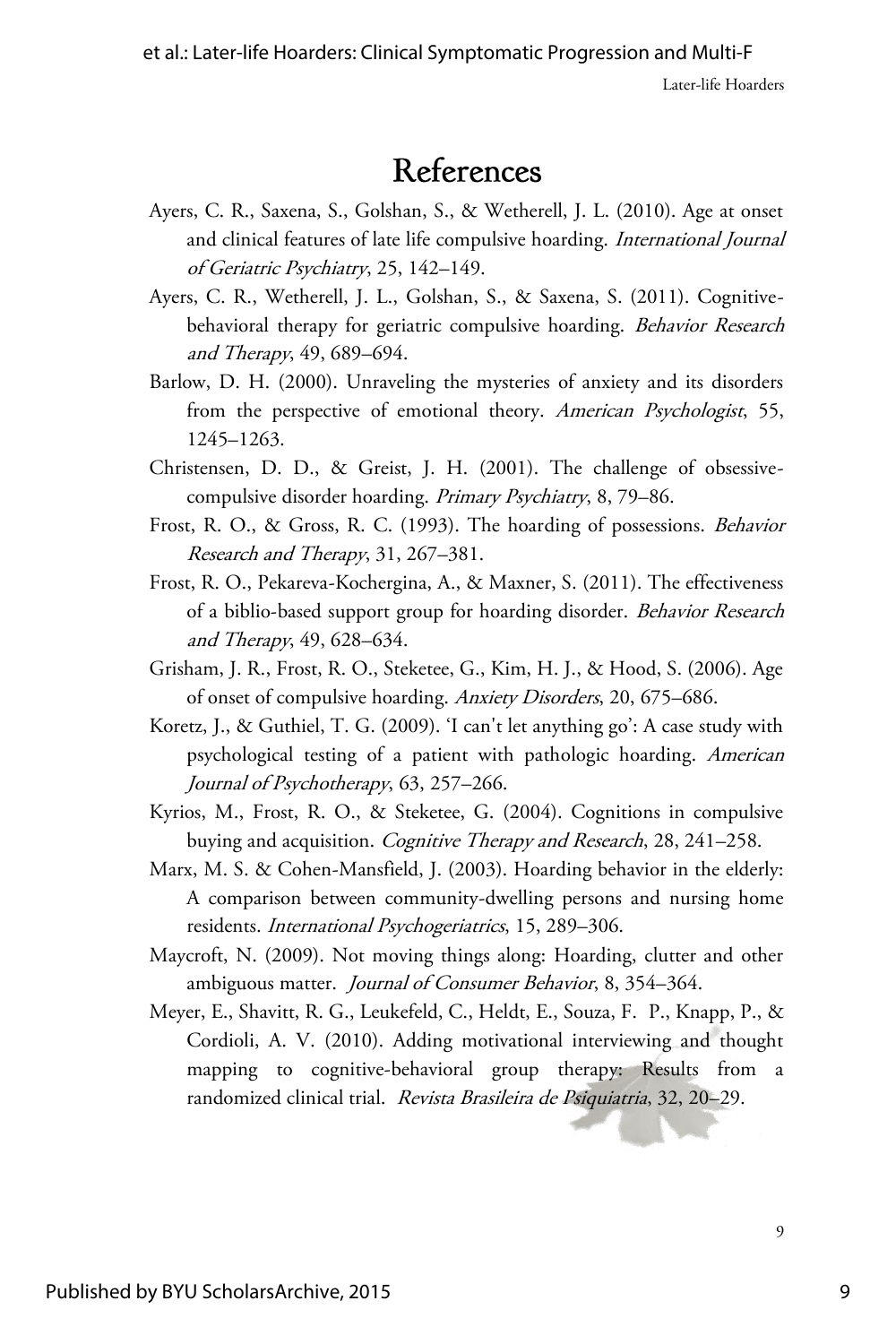# References

Ayers, C. R., Saxena, S., Golshan, S., & Wetherell, J. L. (2010). Age at onset and clinical features of late life compulsive hoarding. *International Journal of Geriatric Psychiatry*, 25, 142–149.

Ayers, C. R., Wetherell, J. L., Golshan, S., & Saxena, S. (2011). Cognitive-behavioral therapy for geriatric compulsive hoarding. *Behavior Research and Therapy*, 49, 689–694.

Barlow, D. H. (2000). Unraveling the mysteries of anxiety and its disorders from the perspective of emotional theory. *American Psychologist*, 55, 1245–1263.

Christensen, D. D., & Greist, J. H. (2001). The challenge of obsessive-compulsive disorder hoarding. *Primary Psychiatry*, 8, 79–86.

Frost, R. O., & Gross, R. C. (1993). The hoarding of possessions. *Behavior Research and Therapy*, 31, 267–381.

Frost, R. O., Pekareva-Kochergina, A., & Maxner, S. (2011). The effectiveness of a biblio-based support group for hoarding disorder. *Behavior Research and Therapy*, 49, 628–634.

Grisham, J. R., Frost, R. O., Steketee, G., Kim, H. J., & Hood, S. (2006). Age of onset of compulsive hoarding. *Anxiety Disorders*, 20, 675–686.

Koretz, J., & Guthiel, T. G. (2009). 'I can't let anything go': A case study with psychological testing of a patient with pathologic hoarding. *American Journal of Psychotherapy*, 63, 257–266.

Kyrios, M., Frost, R. O., & Steketee, G. (2004). Cognitions in compulsive buying and acquisition. *Cognitive Therapy and Research*, 28, 241–258.

Marx, M. S. & Cohen-Mansfield, J. (2003). Hoarding behavior in the elderly: A comparison between community-dwelling persons and nursing home residents. *International Psychogeriatrics*, 15, 289–306.

Maycroft, N. (2009). Not moving things along: Hoarding, clutter and other ambiguous matter. *Journal of Consumer Behavior*, 8, 354–364.

Meyer, E., Shavitt, R. G., Leukefeld, C., Heldt, E., Souza, F. P., Knapp, P., & Cordioli, A. V. (2010). Adding motivational interviewing and thought mapping to cognitive-behavioral group therapy: Results from a randomized clinical trial. *Revista Brasileira de Psiquiatria*, 32, 20–29.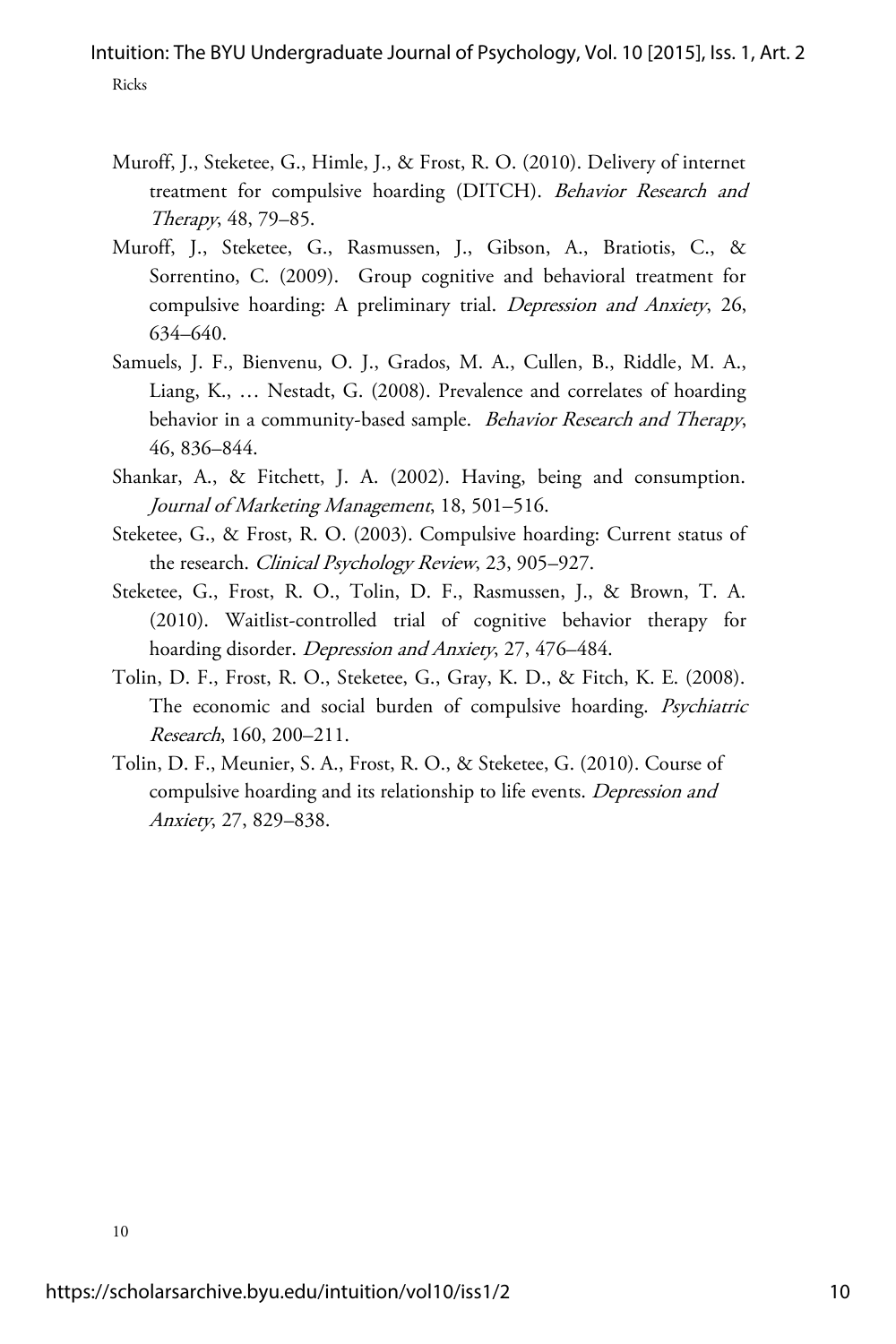Muroff, J., Steketee, G., Himle, J., & Frost, R. O. (2010). Delivery of internet treatment for compulsive hoarding (DITCH). *Behavior Research and Therapy*, 48, 79–85.

Muroff, J., Steketee, G., Rasmussen, J., Gibson, A., Bratiotis, C., & Sorrentino, C. (2009). Group cognitive and behavioral treatment for compulsive hoarding: A preliminary trial. *Depression and Anxiety*, 26, 634–640.

Samuels, J. F., Bienvenu, O. J., Grados, M. A., Cullen, B., Riddle, M. A., Liang, K., … Nestadt, G. (2008). Prevalence and correlates of hoarding behavior in a community-based sample. *Behavior Research and Therapy*, 46, 836–844.

Shankar, A., & Fitchett, J. A. (2002). Having, being and consumption. *Journal of Marketing Management*, 18, 501–516.

Steketee, G., & Frost, R. O. (2003). Compulsive hoarding: Current status of the research. *Clinical Psychology Review*, 23, 905–927.

Steketee, G., Frost, R. O., Tolin, D. F., Rasmussen, J., & Brown, T. A. (2010). Waitlist-controlled trial of cognitive behavior therapy for hoarding disorder. *Depression and Anxiety*, 27, 476–484.

Tolin, D. F., Frost, R. O., Steketee, G., Gray, K. D., & Fitch, K. E. (2008). The economic and social burden of compulsive hoarding. *Psychiatric Research*, 160, 200–211.

Tolin, D. F., Meunier, S. A., Frost, R. O., & Steketee, G. (2010). Course of compulsive hoarding and its relationship to life events. *Depression and Anxiety*, 27, 829–838.